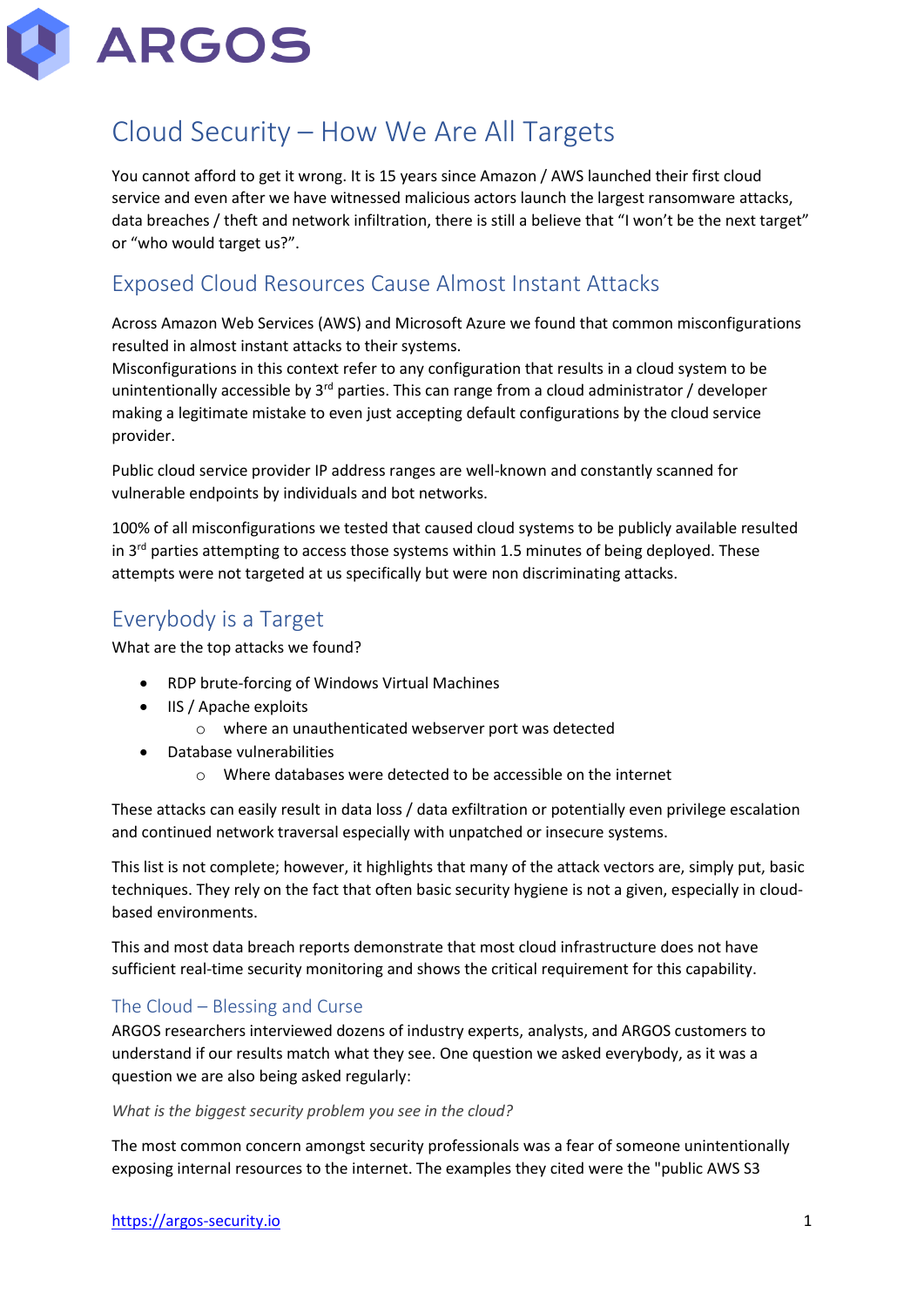ARGOS

# Cloud Security – How We Are All Targets

You cannot afford to get it wrong. It is 15 years since Amazon / AWS launched their first cloud service and even after we have witnessed malicious actors launch the largest ransomware attacks, data breaches / theft and network infiltration, there is still a believe that "I won't be the next target" or "who would target us?".

## Exposed Cloud Resources Cause Almost Instant Attacks

Across Amazon Web Services (AWS) and Microsoft Azure we found that common misconfigurations resulted in almost instant attacks to their systems.
Misconfigurations in this context refer to any configuration that results in a cloud system to be unintentionally accessible by 3rd parties. This can range from a cloud administrator / developer making a legitimate mistake to even just accepting default configurations by the cloud service provider.

Public cloud service provider IP address ranges are well-known and constantly scanned for vulnerable endpoints by individuals and bot networks.

100% of all misconfigurations we tested that caused cloud systems to be publicly available resulted in 3rd parties attempting to access those systems within 1.5 minutes of being deployed. These attempts were not targeted at us specifically but were non discriminating attacks.

## Everybody is a Target

What are the top attacks we found?

- RDP brute-forcing of Windows Virtual Machines
- IIS / Apache exploits
  - where an unauthenticated webserver port was detected
- Database vulnerabilities
  - Where databases were detected to be accessible on the internet

These attacks can easily result in data loss / data exfiltration or potentially even privilege escalation and continued network traversal especially with unpatched or insecure systems.

This list is not complete; however, it highlights that many of the attack vectors are, simply put, basic techniques. They rely on the fact that often basic security hygiene is not a given, especially in cloud-based environments.

This and most data breach reports demonstrate that most cloud infrastructure does not have sufficient real-time security monitoring and shows the critical requirement for this capability.

### The Cloud – Blessing and Curse

ARGOS researchers interviewed dozens of industry experts, analysts, and ARGOS customers to understand if our results match what they see. One question we asked everybody, as it was a question we are also being asked regularly:

*What is the biggest security problem you see in the cloud?*

The most common concern amongst security professionals was a fear of someone unintentionally exposing internal resources to the internet. The examples they cited were the "public AWS S3

https://argos-security.io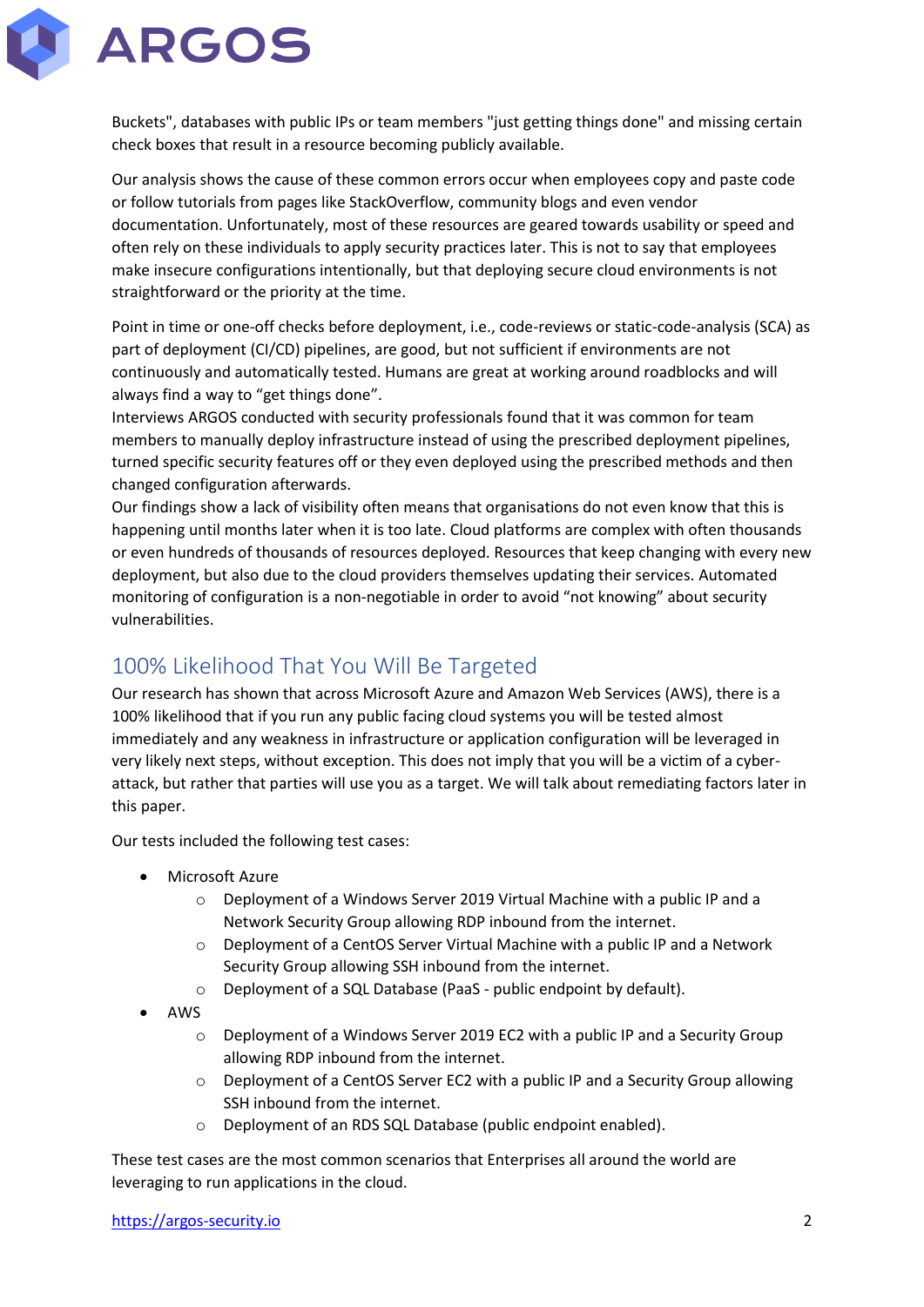Buckets", databases with public IPs or team members "just getting things done" and missing certain check boxes that result in a resource becoming publicly available.

Our analysis shows the cause of these common errors occur when employees copy and paste code or follow tutorials from pages like StackOverflow, community blogs and even vendor documentation. Unfortunately, most of these resources are geared towards usability or speed and often rely on these individuals to apply security practices later. This is not to say that employees make insecure configurations intentionally, but that deploying secure cloud environments is not straightforward or the priority at the time.

Point in time or one-off checks before deployment, i.e., code-reviews or static-code-analysis (SCA) as part of deployment (CI/CD) pipelines, are good, but not sufficient if environments are not continuously and automatically tested. Humans are great at working around roadblocks and will always find a way to "get things done".

Interviews ARGOS conducted with security professionals found that it was common for team members to manually deploy infrastructure instead of using the prescribed deployment pipelines, turned specific security features off or they even deployed using the prescribed methods and then changed configuration afterwards.

Our findings show a lack of visibility often means that organisations do not even know that this is happening until months later when it is too late. Cloud platforms are complex with often thousands or even hundreds of thousands of resources deployed. Resources that keep changing with every new deployment, but also due to the cloud providers themselves updating their services. Automated monitoring of configuration is a non-negotiable in order to avoid "not knowing" about security vulnerabilities.

## 100% Likelihood That You Will Be Targeted

Our research has shown that across Microsoft Azure and Amazon Web Services (AWS), there is a 100% likelihood that if you run any public facing cloud systems you will be tested almost immediately and any weakness in infrastructure or application configuration will be leveraged in very likely next steps, without exception. This does not imply that you will be a victim of a cyber-attack, but rather that parties will use you as a target. We will talk about remediating factors later in this paper.

Our tests included the following test cases:

- Microsoft Azure
  - Deployment of a Windows Server 2019 Virtual Machine with a public IP and a Network Security Group allowing RDP inbound from the internet.
  - Deployment of a CentOS Server Virtual Machine with a public IP and a Network Security Group allowing SSH inbound from the internet.
  - Deployment of a SQL Database (PaaS - public endpoint by default).
- AWS
  - Deployment of a Windows Server 2019 EC2 with a public IP and a Security Group allowing RDP inbound from the internet.
  - Deployment of a CentOS Server EC2 with a public IP and a Security Group allowing SSH inbound from the internet.
  - Deployment of an RDS SQL Database (public endpoint enabled).

These test cases are the most common scenarios that Enterprises all around the world are leveraging to run applications in the cloud.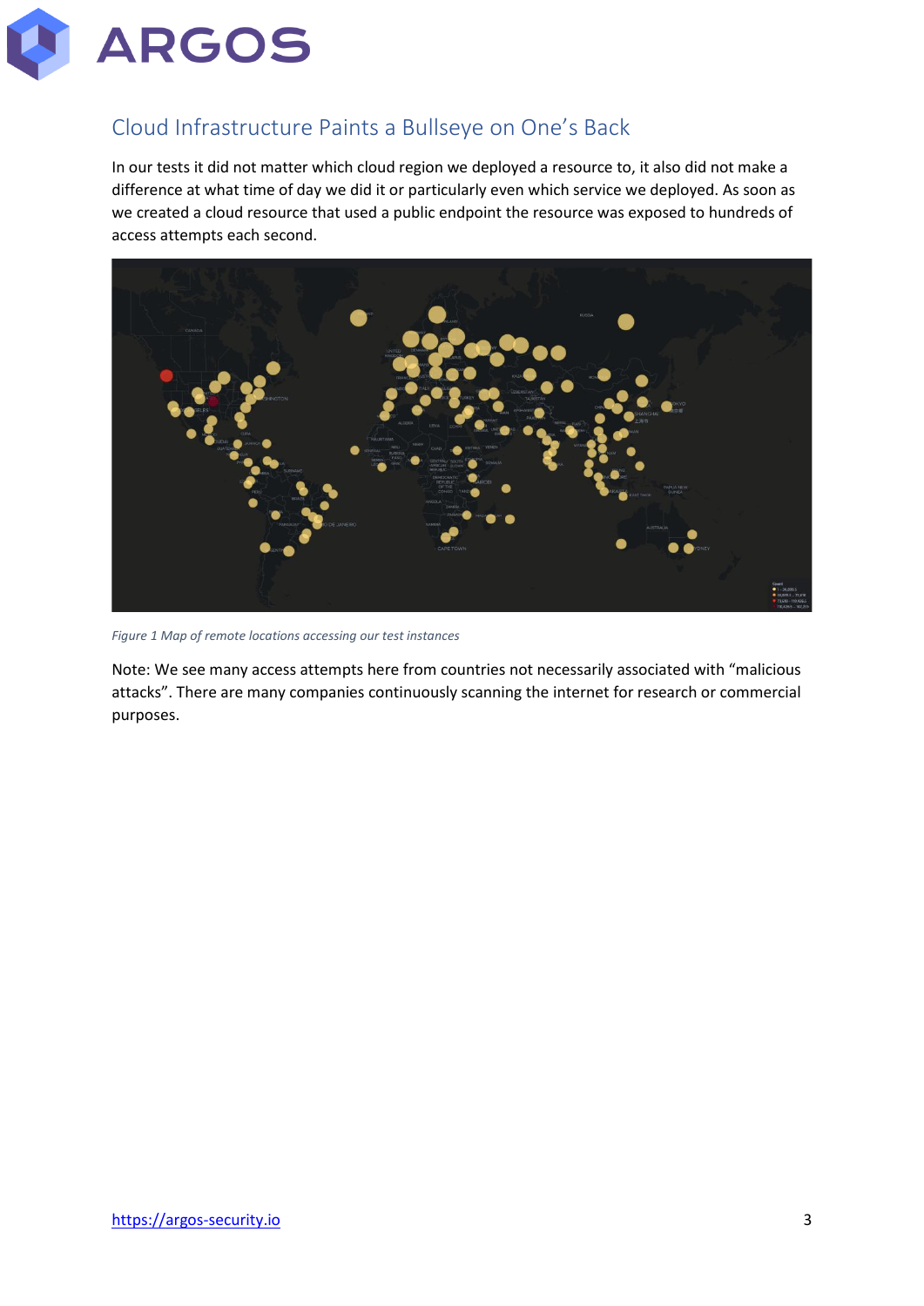## Cloud Infrastructure Paints a Bullseye on One's Back

In our tests it did not matter which cloud region we deployed a resource to, it also did not make a difference at what time of day we did it or particularly even which service we deployed. As soon as we created a cloud resource that used a public endpoint the resource was exposed to hundreds of access attempts each second.

*Figure 1 Map of remote locations accessing our test instances*

Note: We see many access attempts here from countries not necessarily associated with "malicious attacks". There are many companies continuously scanning the internet for research or commercial purposes.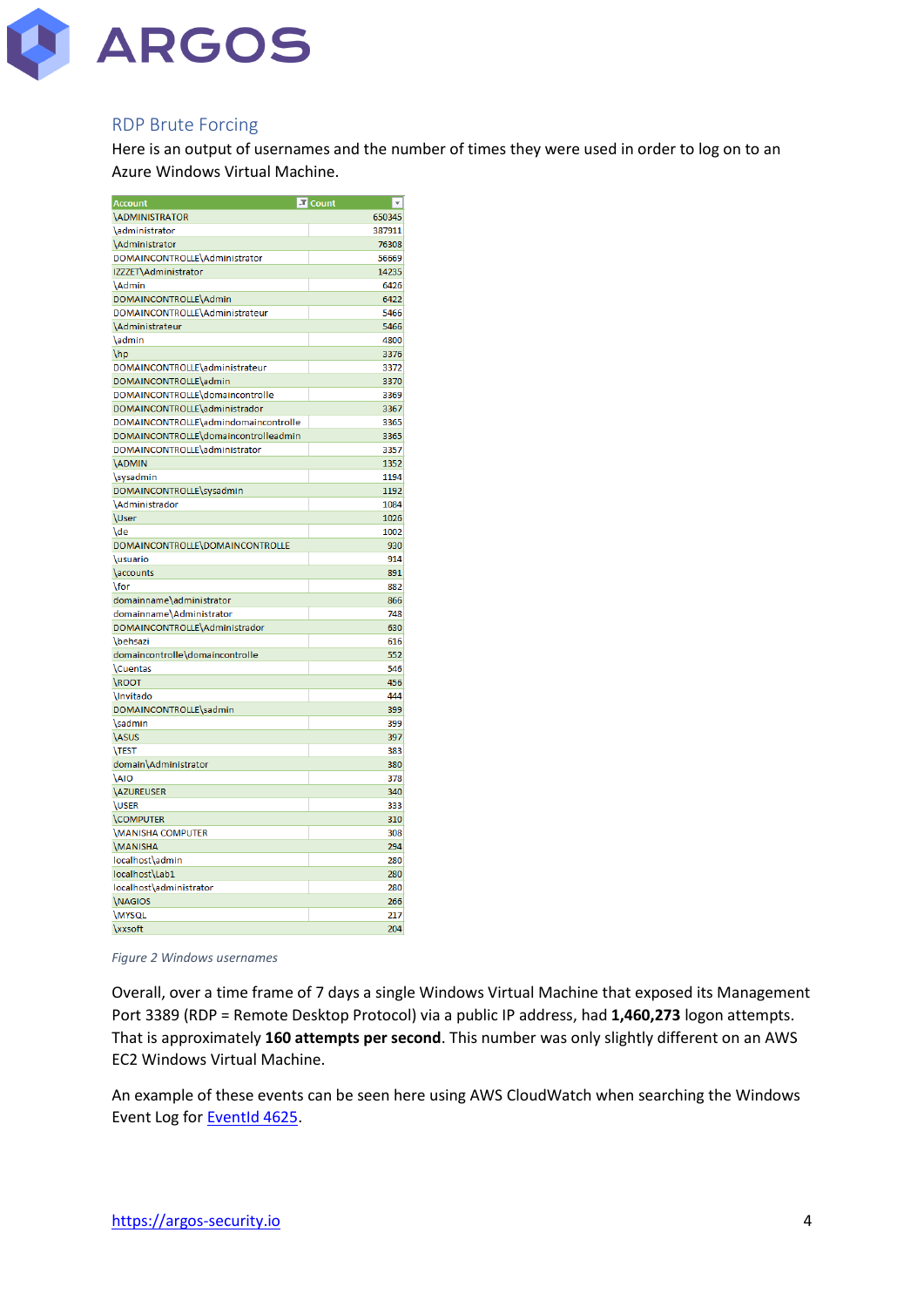## RDP Brute Forcing

Here is an output of usernames and the number of times they were used in order to log on to an Azure Windows Virtual Machine.

| Account | Count |
|---|---|
| \ADMINISTRATOR | 650345 |
| \administrator | 387911 |
| \Administrator | 76308 |
| DOMAINCONTROLLE\Administrator | 56669 |
| IZZZET\Administrator | 14235 |
| \Admin | 6426 |
| DOMAINCONTROLLE\Admin | 6422 |
| DOMAINCONTROLLE\Administrateur | 5466 |
| \Administrateur | 5466 |
| \admin | 4800 |
| \hp | 3376 |
| DOMAINCONTROLLE\administrateur | 3372 |
| DOMAINCONTROLLE\admin | 3370 |
| DOMAINCONTROLLE\domaincontrolle | 3369 |
| DOMAINCONTROLLE\administrador | 3367 |
| DOMAINCONTROLLE\admindomaincontrolle | 3365 |
| DOMAINCONTROLLE\domaincontrolleadmin | 3365 |
| DOMAINCONTROLLE\administrator | 3357 |
| \ADMIN | 1352 |
| \sysadmin | 1194 |
| DOMAINCONTROLLE\sysadmin | 1192 |
| \Administrador | 1084 |
| \User | 1026 |
| \de | 1002 |
| DOMAINCONTROLLE\DOMAINCONTROLLE | 930 |
| \usuario | 914 |
| \accounts | 891 |
| \for | 882 |
| domainname\administrator | 866 |
| domainname\Administrator | 748 |
| DOMAINCONTROLLE\Administrador | 630 |
| \behsazi | 616 |
| domaincontrolle\domaincontrolle | 552 |
| \Cuentas | 546 |
| \ROOT | 456 |
| \Invitado | 444 |
| DOMAINCONTROLLE\sadmin | 399 |
| \sadmin | 399 |
| \ASUS | 397 |
| \TEST | 383 |
| domain\Administrator | 380 |
| \AIO | 378 |
| \AZUREUSER | 340 |
| \USER | 333 |
| \COMPUTER | 310 |
| \MANISHA COMPUTER | 308 |
| \MANISHA | 294 |
| localhost\admin | 280 |
| localhost\Lab1 | 280 |
| localhost\administrator | 280 |
| \NAGIOS | 266 |
| \MYSQL | 217 |
| \xxsoft | 204 |

*Figure 2 Windows usernames*

Overall, over a time frame of 7 days a single Windows Virtual Machine that exposed its Management Port 3389 (RDP = Remote Desktop Protocol) via a public IP address, had **1,460,273** logon attempts. That is approximately **160 attempts per second**. This number was only slightly different on an AWS EC2 Windows Virtual Machine.

An example of these events can be seen here using AWS CloudWatch when searching the Windows Event Log for EventId 4625.

https://argos-security.io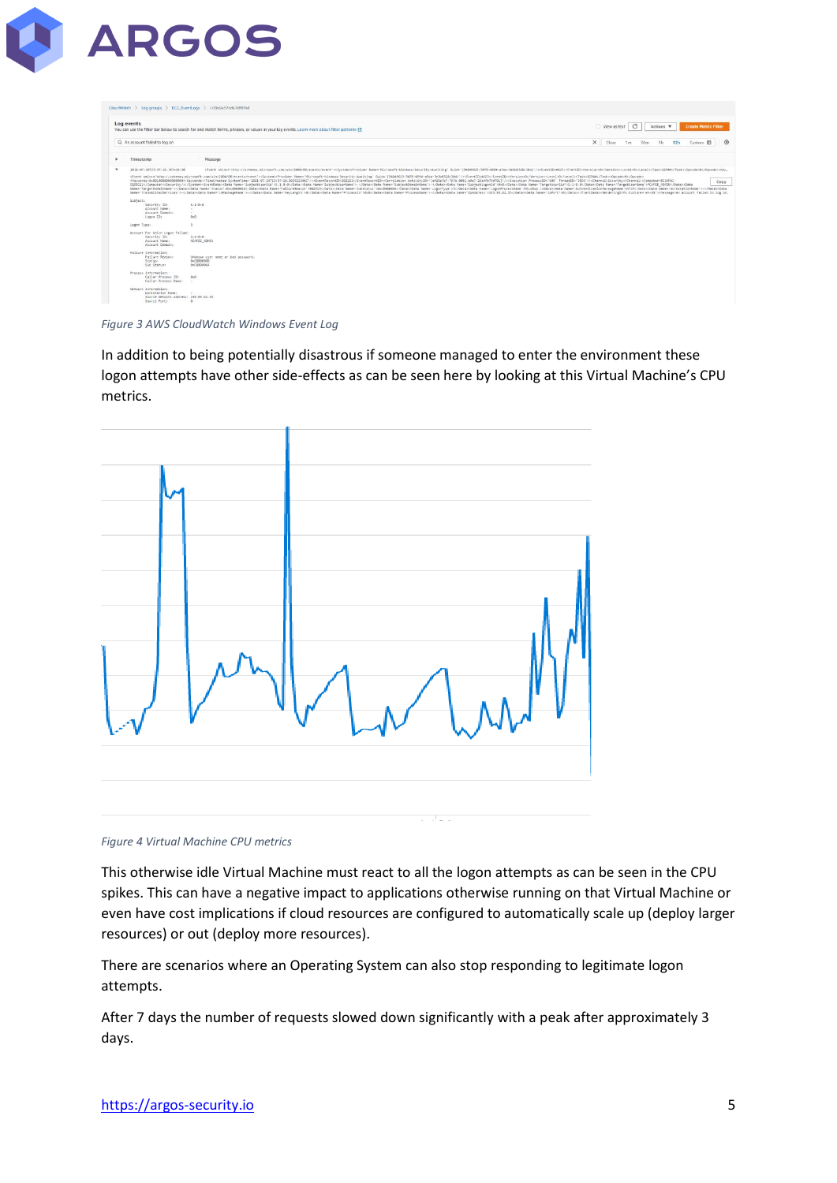*Figure 3 AWS CloudWatch Windows Event Log*

In addition to being potentially disastrous if someone managed to enter the environment these logon attempts have other side-effects as can be seen here by looking at this Virtual Machine's CPU metrics.

*Figure 4 Virtual Machine CPU metrics*

This otherwise idle Virtual Machine must react to all the logon attempts as can be seen in the CPU spikes. This can have a negative impact to applications otherwise running on that Virtual Machine or even have cost implications if cloud resources are configured to automatically scale up (deploy larger resources) or out (deploy more resources).

There are scenarios where an Operating System can also stop responding to legitimate logon attempts.

After 7 days the number of requests slowed down significantly with a peak after approximately 3 days.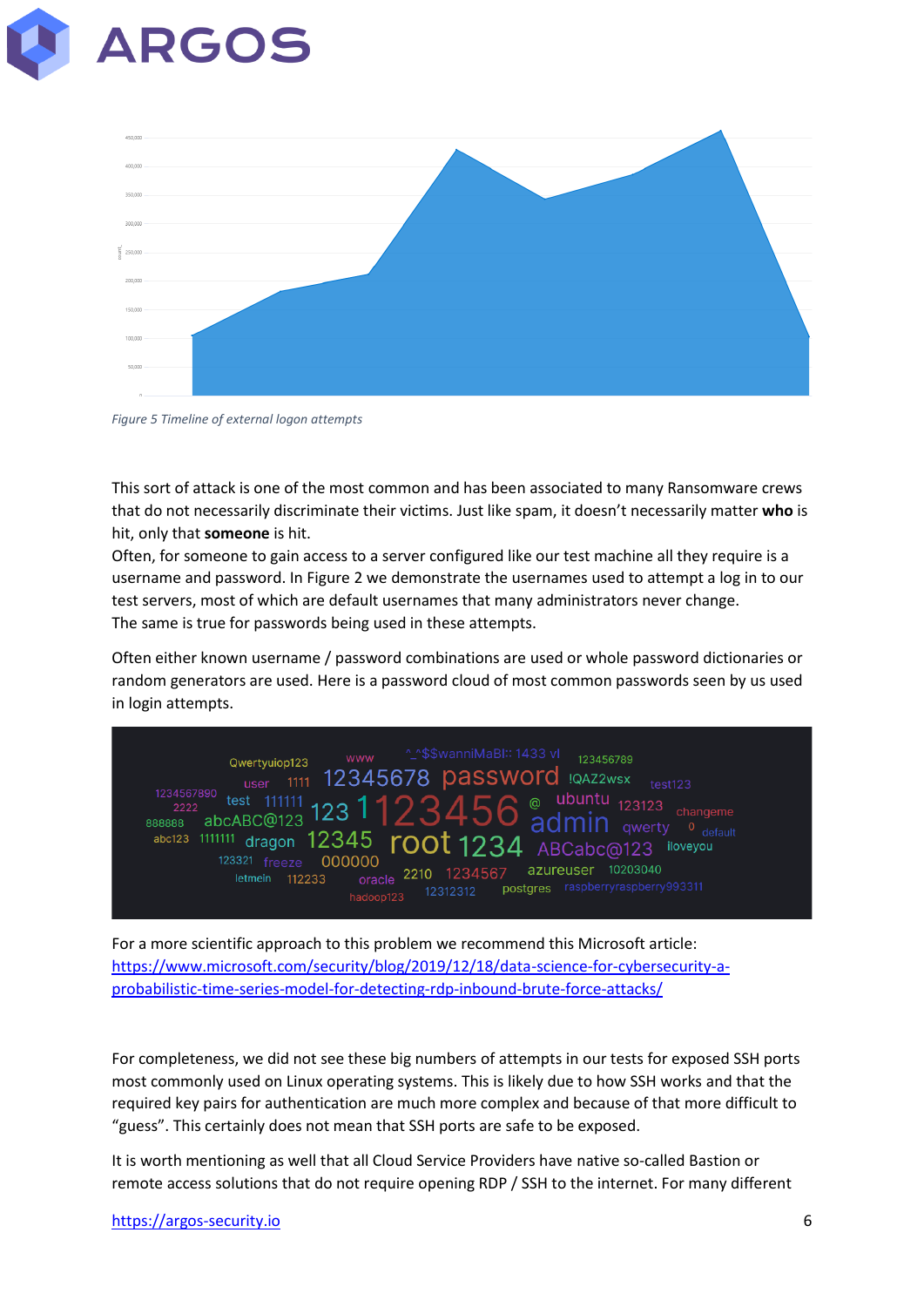*Figure 5 Timeline of external logon attempts*

This sort of attack is one of the most common and has been associated to many Ransomware crews that do not necessarily discriminate their victims. Just like spam, it doesn't necessarily matter **who** is hit, only that **someone** is hit.
Often, for someone to gain access to a server configured like our test machine all they require is a username and password. In Figure 2 we demonstrate the usernames used to attempt a log in to our test servers, most of which are default usernames that many administrators never change.
The same is true for passwords being used in these attempts.

Often either known username / password combinations are used or whole password dictionaries or random generators are used. Here is a password cloud of most common passwords seen by us used in login attempts.

For a more scientific approach to this problem we recommend this Microsoft article:
[https://www.microsoft.com/security/blog/2019/12/18/data-science-for-cybersecurity-a-probabilistic-time-series-model-for-detecting-rdp-inbound-brute-force-attacks/](https://www.microsoft.com/security/blog/2019/12/18/data-science-for-cybersecurity-a-probabilistic-time-series-model-for-detecting-rdp-inbound-brute-force-attacks/)

For completeness, we did not see these big numbers of attempts in our tests for exposed SSH ports most commonly used on Linux operating systems. This is likely due to how SSH works and that the required key pairs for authentication are much more complex and because of that more difficult to "guess". This certainly does not mean that SSH ports are safe to be exposed.

It is worth mentioning as well that all Cloud Service Providers have native so-called Bastion or remote access solutions that do not require opening RDP / SSH to the internet. For many different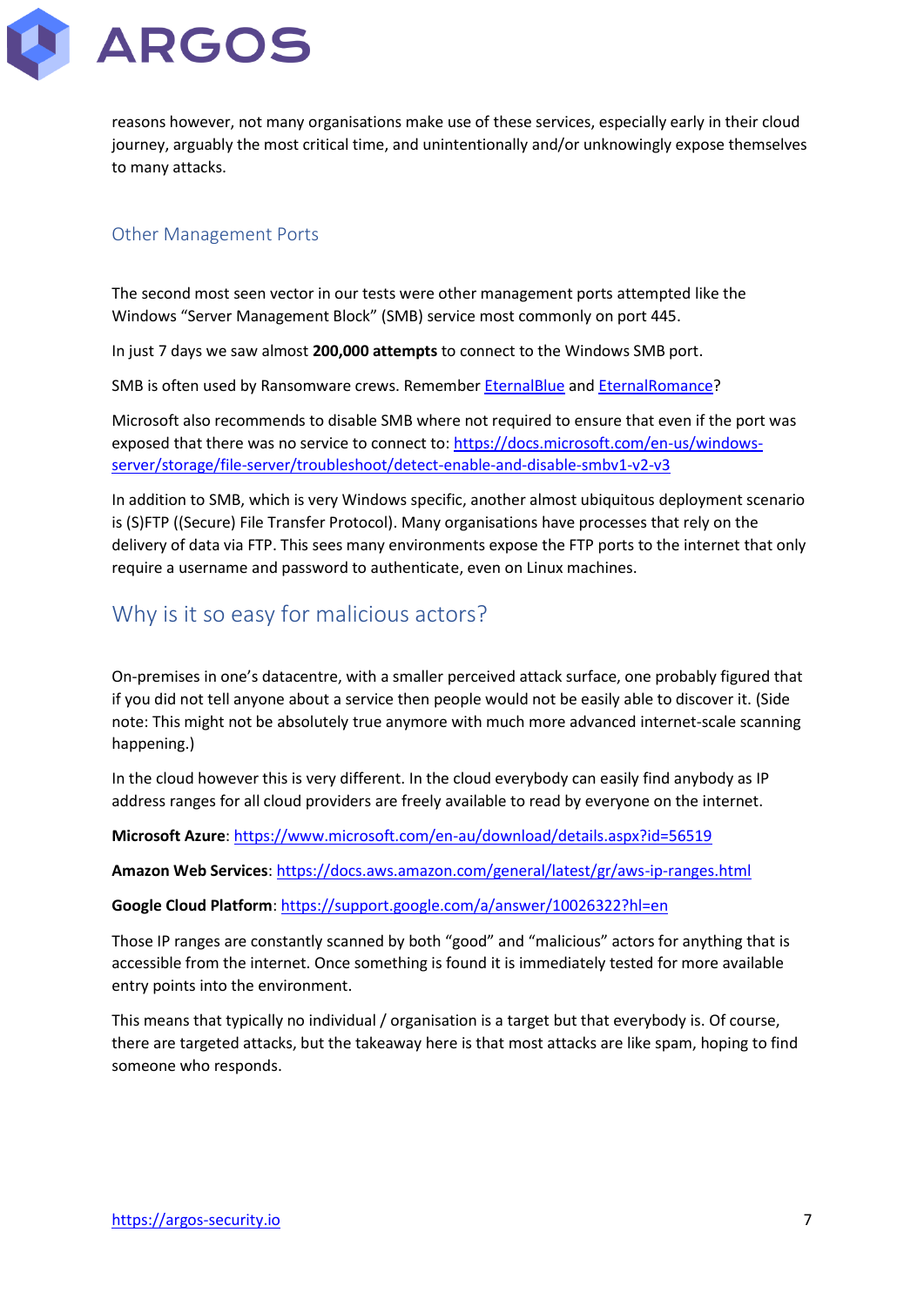reasons however, not many organisations make use of these services, especially early in their cloud journey, arguably the most critical time, and unintentionally and/or unknowingly expose themselves to many attacks.

### Other Management Ports

The second most seen vector in our tests were other management ports attempted like the Windows "Server Management Block" (SMB) service most commonly on port 445.

In just 7 days we saw almost **200,000 attempts** to connect to the Windows SMB port.

SMB is often used by Ransomware crews. Remember EternalBlue and EternalRomance?

Microsoft also recommends to disable SMB where not required to ensure that even if the port was exposed that there was no service to connect to: https://docs.microsoft.com/en-us/windows-server/storage/file-server/troubleshoot/detect-enable-and-disable-smbv1-v2-v3

In addition to SMB, which is very Windows specific, another almost ubiquitous deployment scenario is (S)FTP ((Secure) File Transfer Protocol). Many organisations have processes that rely on the delivery of data via FTP. This sees many environments expose the FTP ports to the internet that only require a username and password to authenticate, even on Linux machines.

## Why is it so easy for malicious actors?

On-premises in one's datacentre, with a smaller perceived attack surface, one probably figured that if you did not tell anyone about a service then people would not be easily able to discover it. (Side note: This might not be absolutely true anymore with much more advanced internet-scale scanning happening.)

In the cloud however this is very different. In the cloud everybody can easily find anybody as IP address ranges for all cloud providers are freely available to read by everyone on the internet.

**Microsoft Azure**: https://www.microsoft.com/en-au/download/details.aspx?id=56519

**Amazon Web Services**: https://docs.aws.amazon.com/general/latest/gr/aws-ip-ranges.html

**Google Cloud Platform**: https://support.google.com/a/answer/10026322?hl=en

Those IP ranges are constantly scanned by both "good" and "malicious" actors for anything that is accessible from the internet. Once something is found it is immediately tested for more available entry points into the environment.

This means that typically no individual / organisation is a target but that everybody is. Of course, there are targeted attacks, but the takeaway here is that most attacks are like spam, hoping to find someone who responds.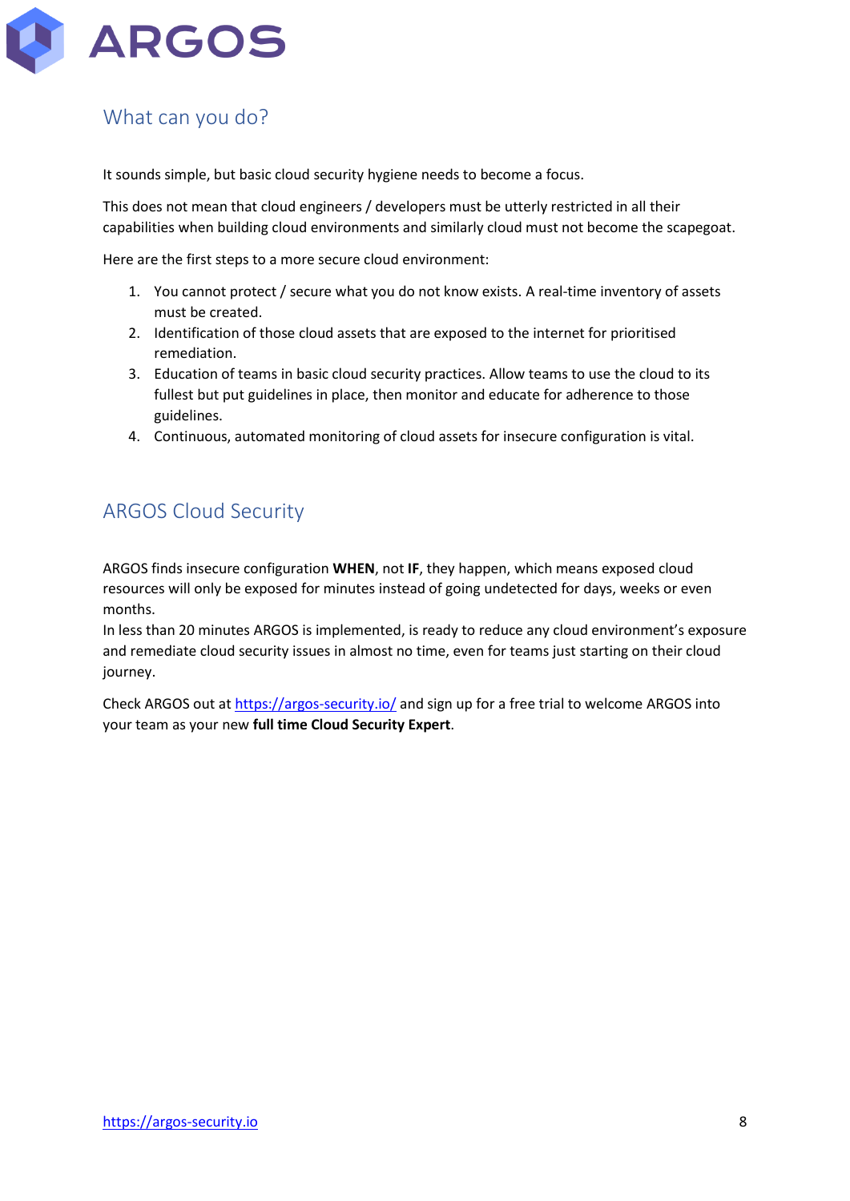## What can you do?

It sounds simple, but basic cloud security hygiene needs to become a focus.

This does not mean that cloud engineers / developers must be utterly restricted in all their capabilities when building cloud environments and similarly cloud must not become the scapegoat.

Here are the first steps to a more secure cloud environment:

1. You cannot protect / secure what you do not know exists. A real-time inventory of assets must be created.
2. Identification of those cloud assets that are exposed to the internet for prioritised remediation.
3. Education of teams in basic cloud security practices. Allow teams to use the cloud to its fullest but put guidelines in place, then monitor and educate for adherence to those guidelines.
4. Continuous, automated monitoring of cloud assets for insecure configuration is vital.

## ARGOS Cloud Security

ARGOS finds insecure configuration **WHEN**, not **IF**, they happen, which means exposed cloud resources will only be exposed for minutes instead of going undetected for days, weeks or even months.
In less than 20 minutes ARGOS is implemented, is ready to reduce any cloud environment's exposure and remediate cloud security issues in almost no time, even for teams just starting on their cloud journey.

Check ARGOS out at [https://argos-security.io/](https://argos-security.io/) and sign up for a free trial to welcome ARGOS into your team as your new **full time Cloud Security Expert**.